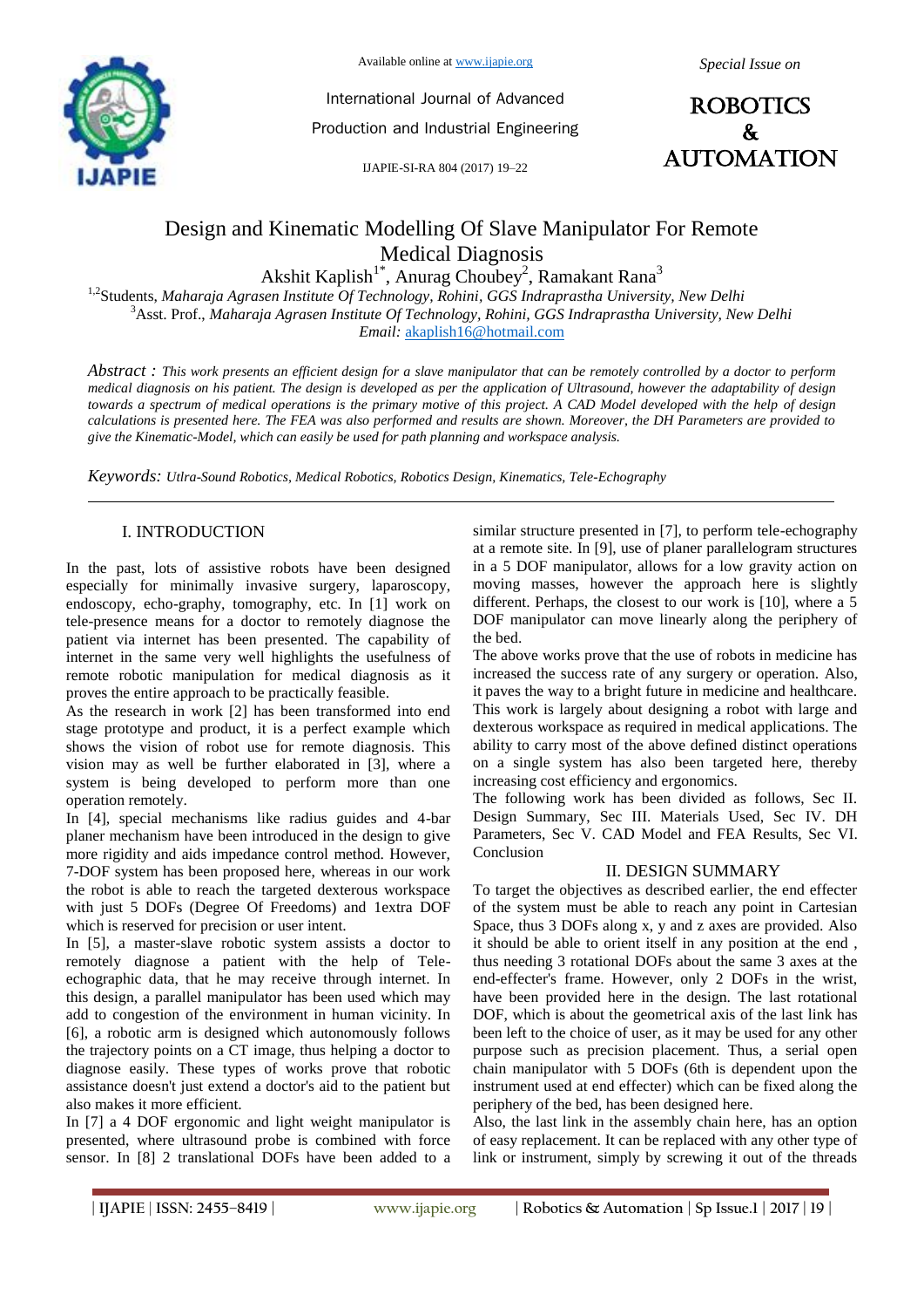# Design and Kinematic Modelling Of Slave Manipulator For Remote Medical Diagnosis

Akshit Kaplish[1*], Anurag Choubey[2], Ramakant Rana[3]

[1,2]Students, *Maharaja Agrasen Institute Of Technology, Rohini, GGS Indraprastha University, New Delhi*

[3]Asst. Prof., *Maharaja Agrasen Institute Of Technology, Rohini, GGS Indraprastha University, New Delhi*

*Email:* akaplish16@hotmail.com

*Abstract : This work presents an efficient design for a slave manipulator that can be remotely controlled by a doctor to perform medical diagnosis on his patient. The design is developed as per the application of Ultrasound, however the adaptability of design towards a spectrum of medical operations is the primary motive of this project. A CAD Model developed with the help of design calculations is presented here. The FEA was also performed and results are shown. Moreover, the DH Parameters are provided to give the Kinematic-Model, which can easily be used for path planning and workspace analysis.*

*Keywords: Utlra-Sound Robotics, Medical Robotics, Robotics Design, Kinematics, Tele-Echography*

## I. INTRODUCTION

In the past, lots of assistive robots have been designed especially for minimally invasive surgery, laparoscopy, endoscopy, echo-graphy, tomography, etc. In [1] work on tele-presence means for a doctor to remotely diagnose the patient via internet has been presented. The capability of internet in the same very well highlights the usefulness of remote robotic manipulation for medical diagnosis as it proves the entire approach to be practically feasible.

As the research in work [2] has been transformed into end stage prototype and product, it is a perfect example which shows the vision of robot use for remote diagnosis. This vision may as well be further elaborated in [3], where a system is being developed to perform more than one operation remotely.

In [4], special mechanisms like radius guides and 4-bar planer mechanism have been introduced in the design to give more rigidity and aids impedance control method. However, 7-DOF system has been proposed here, whereas in our work the robot is able to reach the targeted dexterous workspace with just 5 DOFs (Degree Of Freedoms) and 1extra DOF which is reserved for precision or user intent.

In [5], a master-slave robotic system assists a doctor to remotely diagnose a patient with the help of Tele-echographic data, that he may receive through internet. In this design, a parallel manipulator has been used which may add to congestion of the environment in human vicinity. In [6], a robotic arm is designed which autonomously follows the trajectory points on a CT image, thus helping a doctor to diagnose easily. These types of works prove that robotic assistance doesn't just extend a doctor's aid to the patient but also makes it more efficient.

In [7] a 4 DOF ergonomic and light weight manipulator is presented, where ultrasound probe is combined with force sensor. In [8] 2 translational DOFs have been added to a similar structure presented in [7], to perform tele-echography at a remote site. In [9], use of planer parallelogram structures in a 5 DOF manipulator, allows for a low gravity action on moving masses, however the approach here is slightly different. Perhaps, the closest to our work is [10], where a 5 DOF manipulator can move linearly along the periphery of the bed.

The above works prove that the use of robots in medicine has increased the success rate of any surgery or operation. Also, it paves the way to a bright future in medicine and healthcare. This work is largely about designing a robot with large and dexterous workspace as required in medical applications. The ability to carry most of the above defined distinct operations on a single system has also been targeted here, thereby increasing cost efficiency and ergonomics.

The following work has been divided as follows, Sec II. Design Summary, Sec III. Materials Used, Sec IV. DH Parameters, Sec V. CAD Model and FEA Results, Sec VI. Conclusion

## II. DESIGN SUMMARY

To target the objectives as described earlier, the end effecter of the system must be able to reach any point in Cartesian Space, thus 3 DOFs along x, y and z axes are provided. Also it should be able to orient itself in any position at the end , thus needing 3 rotational DOFs about the same 3 axes at the end-effecter's frame. However, only 2 DOFs in the wrist, have been provided here in the design. The last rotational DOF, which is about the geometrical axis of the last link has been left to the choice of user, as it may be used for any other purpose such as precision placement. Thus, a serial open chain manipulator with 5 DOFs (6th is dependent upon the instrument used at end effecter) which can be fixed along the periphery of the bed, has been designed here.

Also, the last link in the assembly chain here, has an option of easy replacement. It can be replaced with any other type of link or instrument, simply by screwing it out of the threads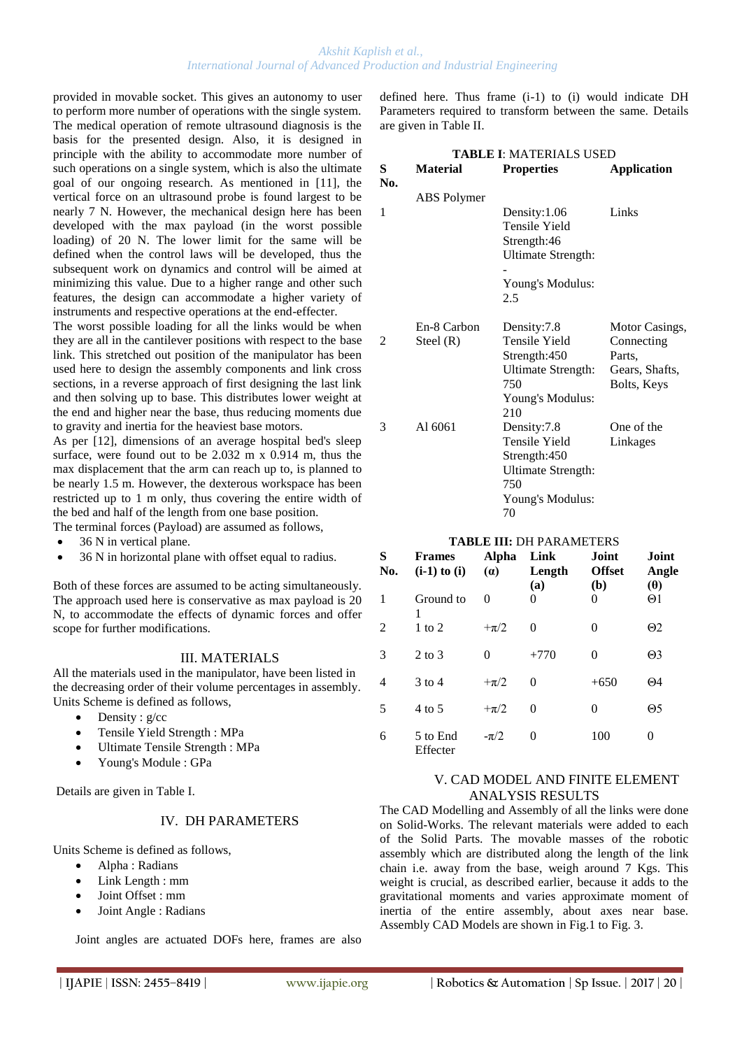provided in movable socket. This gives an autonomy to user to perform more number of operations with the single system. The medical operation of remote ultrasound diagnosis is the basis for the presented design. Also, it is designed in principle with the ability to accommodate more number of such operations on a single system, which is also the ultimate goal of our ongoing research. As mentioned in [11], the vertical force on an ultrasound probe is found largest to be nearly 7 N. However, the mechanical design here has been developed with the max payload (in the worst possible loading) of 20 N. The lower limit for the same will be defined when the control laws will be developed, thus the subsequent work on dynamics and control will be aimed at minimizing this value. Due to a higher range and other such features, the design can accommodate a higher variety of instruments and respective operations at the end-effecter.

The worst possible loading for all the links would be when they are all in the cantilever positions with respect to the base link. This stretched out position of the manipulator has been used here to design the assembly components and link cross sections, in a reverse approach of first designing the last link and then solving up to base. This distributes lower weight at the end and higher near the base, thus reducing moments due to gravity and inertia for the heaviest base motors.

As per [12], dimensions of an average hospital bed's sleep surface, were found out to be 2.032 m x 0.914 m, thus the max displacement that the arm can reach up to, is planned to be nearly 1.5 m. However, the dexterous workspace has been restricted up to 1 m only, thus covering the entire width of the bed and half of the length from one base position.

The terminal forces (Payload) are assumed as follows,

- 36 N in vertical plane.
- 36 N in horizontal plane with offset equal to radius.

Both of these forces are assumed to be acting simultaneously. The approach used here is conservative as max payload is 20 N, to accommodate the effects of dynamic forces and offer scope for further modifications.

## III. MATERIALS

All the materials used in the manipulator, have been listed in the decreasing order of their volume percentages in assembly. Units Scheme is defined as follows,

- Density : g/cc
- Tensile Yield Strength : MPa
- Ultimate Tensile Strength : MPa
- Young's Module : GPa

Details are given in Table I.

## IV. DH PARAMETERS

Units Scheme is defined as follows,

- Alpha : Radians
- Link Length : mm
- Joint Offset : mm
- Joint Angle : Radians

Joint angles are actuated DOFs here, frames are also defined here. Thus frame (i-1) to (i) would indicate DH Parameters required to transform between the same. Details are given in Table II.

**TABLE I**: MATERIALS USED

| S No. | Material | Properties | Application |
|---|---|---|---|
| 1 | ABS Polymer | Density:1.06<br>Tensile Yield Strength:46<br>Ultimate Strength: -<br>Young's Modulus: 2.5 | Links |
| 2 | En-8 Carbon Steel (R) | Density:7.8<br>Tensile Yield Strength:450<br>Ultimate Strength: 750<br>Young's Modulus: 210 | Motor Casings, Connecting Parts, Gears, Shafts, Bolts, Keys |
| 3 | Al 6061 | Density:7.8<br>Tensile Yield Strength:450<br>Ultimate Strength: 750<br>Young's Modulus: 70 | One of the Linkages |

**TABLE III:** DH PARAMETERS

| S No. | Frames (i-1) to (i) | Alpha (α) | Link Length (a) | Joint Offset (b) | Joint Angle (θ) |
|---|---|---|---|---|---|
| 1 | Ground to 1 | 0 | 0 | 0 | Θ1 |
| 2 | 1 to 2 | $+\pi/2$ | 0 | 0 | Θ2 |
| 3 | 2 to 3 | 0 | +770 | 0 | Θ3 |
| 4 | 3 to 4 | $+\pi/2$ | 0 | +650 | Θ4 |
| 5 | 4 to 5 | $+\pi/2$ | 0 | 0 | Θ5 |
| 6 | 5 to End Effecter | $-\pi/2$ | 0 | 100 | 0 |

## V. CAD MODEL AND FINITE ELEMENT ANALYSIS RESULTS

The CAD Modelling and Assembly of all the links were done on Solid-Works. The relevant materials were added to each of the Solid Parts. The movable masses of the robotic assembly which are distributed along the length of the link chain i.e. away from the base, weigh around 7 Kgs. This weight is crucial, as described earlier, because it adds to the gravitational moments and varies approximate moment of inertia of the entire assembly, about axes near base. Assembly CAD Models are shown in Fig.1 to Fig. 3.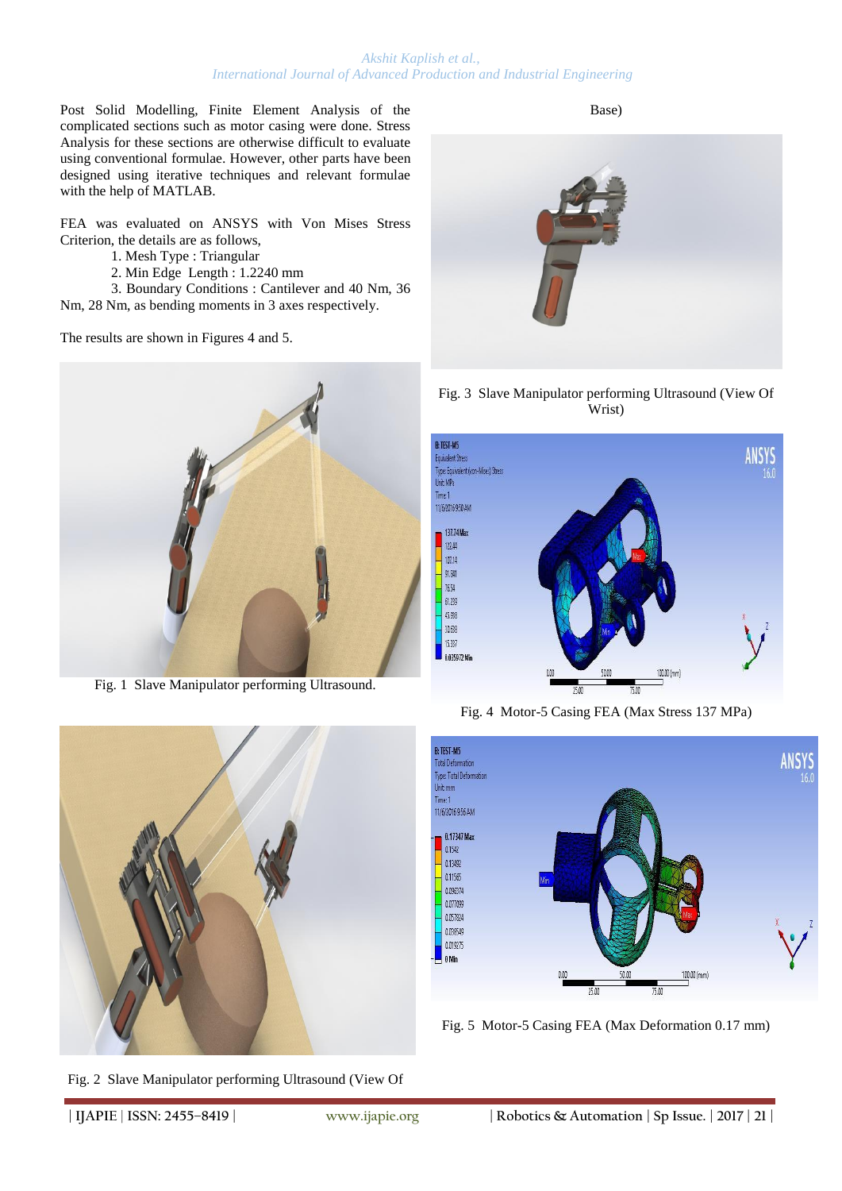Post Solid Modelling, Finite Element Analysis of the complicated sections such as motor casing were done. Stress Analysis for these sections are otherwise difficult to evaluate using conventional formulae. However, other parts have been designed using iterative techniques and relevant formulae with the help of MATLAB.

FEA was evaluated on ANSYS with Von Mises Stress Criterion, the details are as follows,

1. Mesh Type : Triangular
2. Min Edge Length : 1.2240 mm
3. Boundary Conditions : Cantilever and 40 Nm, 36 Nm, 28 Nm, as bending moments in 3 axes respectively.

The results are shown in Figures 4 and 5.

Fig. 1 Slave Manipulator performing Ultrasound.

Fig. 2 Slave Manipulator performing Ultrasound (View Of Base)

Fig. 3 Slave Manipulator performing Ultrasound (View Of Wrist)

Fig. 4 Motor-5 Casing FEA (Max Stress 137 MPa)

Fig. 5 Motor-5 Casing FEA (Max Deformation 0.17 mm)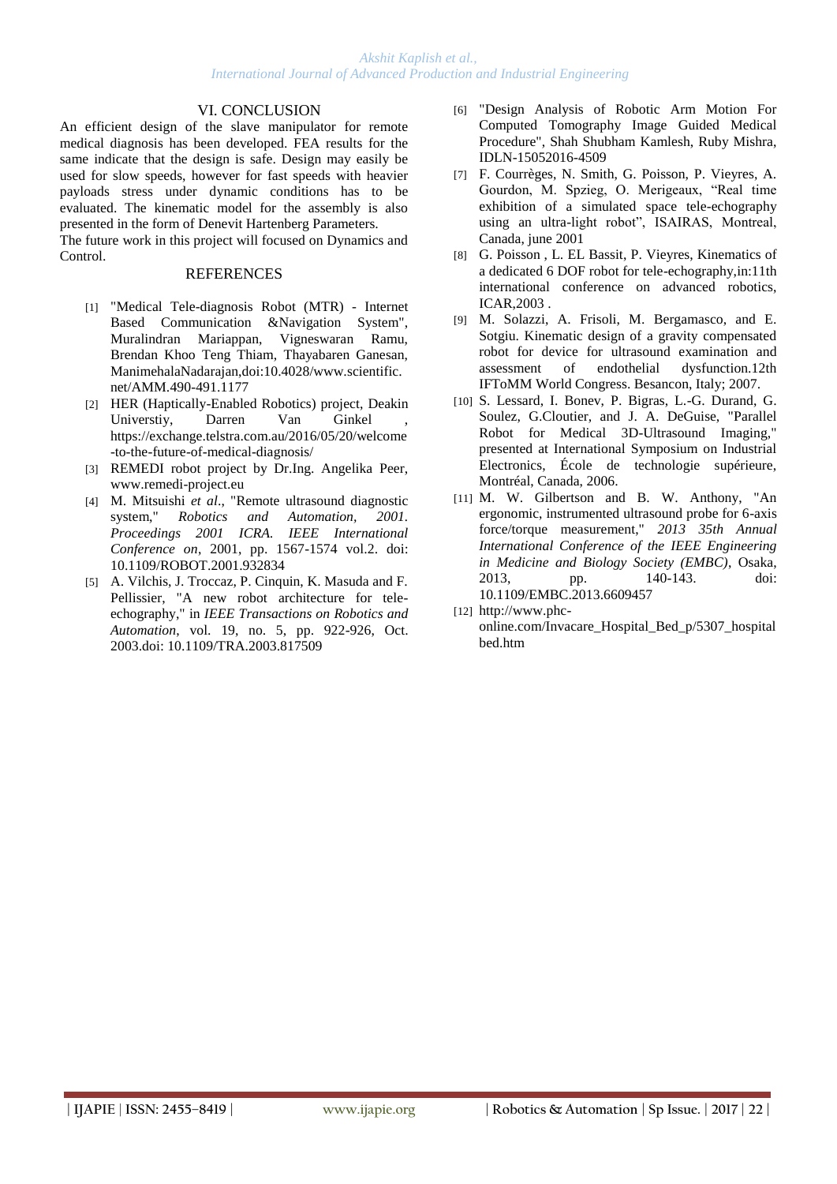## VI. CONCLUSION

An efficient design of the slave manipulator for remote medical diagnosis has been developed. FEA results for the same indicate that the design is safe. Design may easily be used for slow speeds, however for fast speeds with heavier payloads stress under dynamic conditions has to be evaluated. The kinematic model for the assembly is also presented in the form of Denevit Hartenberg Parameters.

The future work in this project will focused on Dynamics and Control.

## REFERENCES

[1] "Medical Tele-diagnosis Robot (MTR) - Internet Based Communication &Navigation System", Muralindran Mariappan, Vigneswaran Ramu, Brendan Khoo Teng Thiam, Thayabaren Ganesan, ManimehalaNadarajan,doi:10.4028/www.scientific.net/AMM.490-491.1177

[2] HER (Haptically-Enabled Robotics) project, Deakin Universtiy, Darren Van Ginkel , https://exchange.telstra.com.au/2016/05/20/welcome-to-the-future-of-medical-diagnosis/

[3] REMEDI robot project by Dr.Ing. Angelika Peer, www.remedi-project.eu

[4] M. Mitsuishi *et al*., "Remote ultrasound diagnostic system," *Robotics and Automation, 2001. Proceedings 2001 ICRA. IEEE International Conference on*, 2001, pp. 1567-1574 vol.2. doi: 10.1109/ROBOT.2001.932834

[5] A. Vilchis, J. Troccaz, P. Cinquin, K. Masuda and F. Pellissier, "A new robot architecture for tele-echography," in *IEEE Transactions on Robotics and Automation*, vol. 19, no. 5, pp. 922-926, Oct. 2003.doi: 10.1109/TRA.2003.817509

[6] "Design Analysis of Robotic Arm Motion For Computed Tomography Image Guided Medical Procedure", Shah Shubham Kamlesh, Ruby Mishra, IDLN-15052016-4509

[7] F. Courrèges, N. Smith, G. Poisson, P. Vieyres, A. Gourdon, M. Spzieg, O. Merigeaux, "Real time exhibition of a simulated space tele-echography using an ultra-light robot", ISAIRAS, Montreal, Canada, june 2001

[8] G. Poisson , L. EL Bassit, P. Vieyres, Kinematics of a dedicated 6 DOF robot for tele-echography,in:11th international conference on advanced robotics, ICAR,2003 .

[9] M. Solazzi, A. Frisoli, M. Bergamasco, and E. Sotgiu. Kinematic design of a gravity compensated robot for device for ultrasound examination and assessment of endothelial dysfunction.12th IFToMM World Congress. Besancon, Italy; 2007.

[10] S. Lessard, I. Bonev, P. Bigras, L.-G. Durand, G. Soulez, G.Cloutier, and J. A. DeGuise, "Parallel Robot for Medical 3D-Ultrasound Imaging," presented at International Symposium on Industrial Electronics, École de technologie supérieure, Montréal, Canada, 2006.

[11] M. W. Gilbertson and B. W. Anthony, "An ergonomic, instrumented ultrasound probe for 6-axis force/torque measurement," *2013 35th Annual International Conference of the IEEE Engineering in Medicine and Biology Society (EMBC)*, Osaka, 2013, pp. 140-143. doi: 10.1109/EMBC.2013.6609457

[12] http://www.phc-online.com/Invacare_Hospital_Bed_p/5307_hospital bed.htm